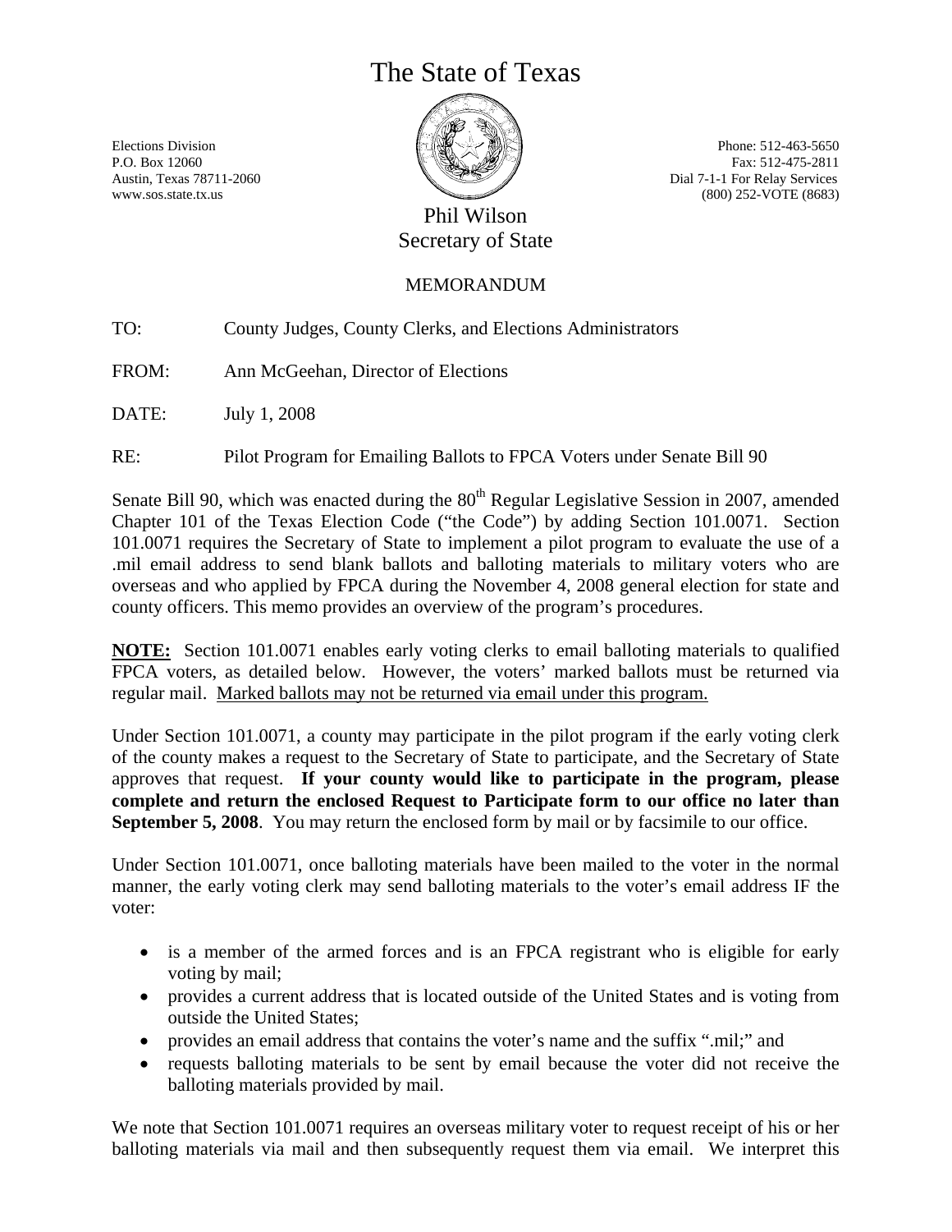# The State of Texas

Elections Division
P.O. Box 12060
Austin, Texas 78711-2060
www.sos.state.tx.us

Phone: 512-463-5650
Fax: 512-475-2811
Dial 7-1-1 For Relay Services
(800) 252-VOTE (8683)

Phil Wilson
Secretary of State

MEMORANDUM

TO: County Judges, County Clerks, and Elections Administrators

FROM: Ann McGeehan, Director of Elections

DATE: July 1, 2008

RE: Pilot Program for Emailing Ballots to FPCA Voters under Senate Bill 90

Senate Bill 90, which was enacted during the 80th Regular Legislative Session in 2007, amended Chapter 101 of the Texas Election Code ("the Code") by adding Section 101.0071. Section 101.0071 requires the Secretary of State to implement a pilot program to evaluate the use of a .mil email address to send blank ballots and balloting materials to military voters who are overseas and who applied by FPCA during the November 4, 2008 general election for state and county officers. This memo provides an overview of the program's procedures.

**NOTE:** Section 101.0071 enables early voting clerks to email balloting materials to qualified FPCA voters, as detailed below. However, the voters' marked ballots must be returned via regular mail. Marked ballots may not be returned via email under this program.

Under Section 101.0071, a county may participate in the pilot program if the early voting clerk of the county makes a request to the Secretary of State to participate, and the Secretary of State approves that request. **If your county would like to participate in the program, please complete and return the enclosed Request to Participate form to our office no later than September 5, 2008**. You may return the enclosed form by mail or by facsimile to our office.

Under Section 101.0071, once balloting materials have been mailed to the voter in the normal manner, the early voting clerk may send balloting materials to the voter's email address IF the voter:

- is a member of the armed forces and is an FPCA registrant who is eligible for early voting by mail;
- provides a current address that is located outside of the United States and is voting from outside the United States;
- provides an email address that contains the voter's name and the suffix ".mil;" and
- requests balloting materials to be sent by email because the voter did not receive the balloting materials provided by mail.

We note that Section 101.0071 requires an overseas military voter to request receipt of his or her balloting materials via mail and then subsequently request them via email. We interpret this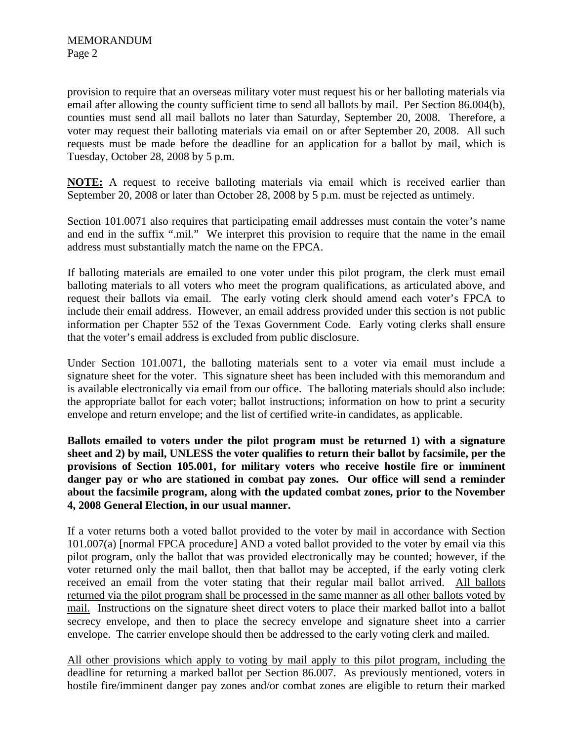provision to require that an overseas military voter must request his or her balloting materials via email after allowing the county sufficient time to send all ballots by mail. Per Section 86.004(b), counties must send all mail ballots no later than Saturday, September 20, 2008. Therefore, a voter may request their balloting materials via email on or after September 20, 2008. All such requests must be made before the deadline for an application for a ballot by mail, which is Tuesday, October 28, 2008 by 5 p.m.

<u>**NOTE:**</u> A request to receive balloting materials via email which is received earlier than September 20, 2008 or later than October 28, 2008 by 5 p.m. must be rejected as untimely.

Section 101.0071 also requires that participating email addresses must contain the voter's name and end in the suffix ".mil." We interpret this provision to require that the name in the email address must substantially match the name on the FPCA.

If balloting materials are emailed to one voter under this pilot program, the clerk must email balloting materials to all voters who meet the program qualifications, as articulated above, and request their ballots via email. The early voting clerk should amend each voter's FPCA to include their email address. However, an email address provided under this section is not public information per Chapter 552 of the Texas Government Code. Early voting clerks shall ensure that the voter's email address is excluded from public disclosure.

Under Section 101.0071, the balloting materials sent to a voter via email must include a signature sheet for the voter. This signature sheet has been included with this memorandum and is available electronically via email from our office. The balloting materials should also include: the appropriate ballot for each voter; ballot instructions; information on how to print a security envelope and return envelope; and the list of certified write-in candidates, as applicable.

**Ballots emailed to voters under the pilot program must be returned 1) with a signature sheet and 2) by mail, UNLESS the voter qualifies to return their ballot by facsimile, per the provisions of Section 105.001, for military voters who receive hostile fire or imminent danger pay or who are stationed in combat pay zones. Our office will send a reminder about the facsimile program, along with the updated combat zones, prior to the November 4, 2008 General Election, in our usual manner.**

If a voter returns both a voted ballot provided to the voter by mail in accordance with Section 101.007(a) [normal FPCA procedure] AND a voted ballot provided to the voter by email via this pilot program, only the ballot that was provided electronically may be counted; however, if the voter returned only the mail ballot, then that ballot may be accepted, if the early voting clerk received an email from the voter stating that their regular mail ballot arrived. <u>All ballots returned via the pilot program shall be processed in the same manner as all other ballots voted by mail.</u> Instructions on the signature sheet direct voters to place their marked ballot into a ballot secrecy envelope, and then to place the secrecy envelope and signature sheet into a carrier envelope. The carrier envelope should then be addressed to the early voting clerk and mailed.

<u>All other provisions which apply to voting by mail apply to this pilot program, including the deadline for returning a marked ballot per Section 86.007.</u> As previously mentioned, voters in hostile fire/imminent danger pay zones and/or combat zones are eligible to return their marked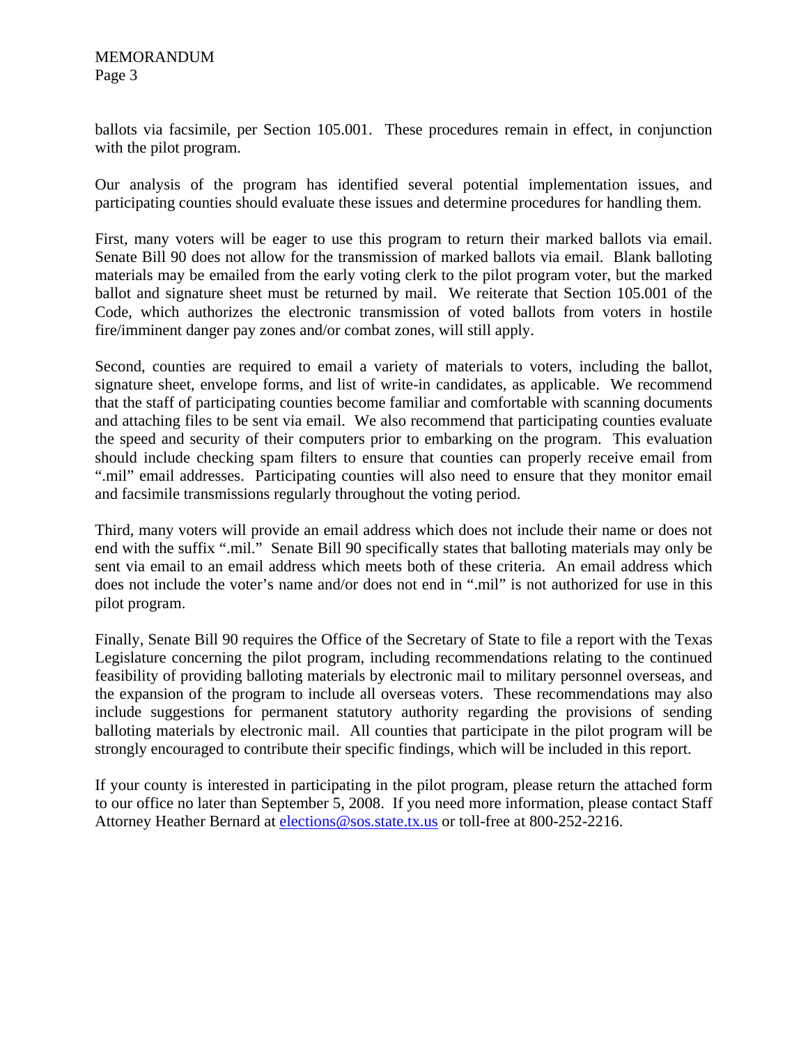ballots via facsimile, per Section 105.001. These procedures remain in effect, in conjunction with the pilot program.

Our analysis of the program has identified several potential implementation issues, and participating counties should evaluate these issues and determine procedures for handling them.

First, many voters will be eager to use this program to return their marked ballots via email. Senate Bill 90 does not allow for the transmission of marked ballots via email. Blank balloting materials may be emailed from the early voting clerk to the pilot program voter, but the marked ballot and signature sheet must be returned by mail. We reiterate that Section 105.001 of the Code, which authorizes the electronic transmission of voted ballots from voters in hostile fire/imminent danger pay zones and/or combat zones, will still apply.

Second, counties are required to email a variety of materials to voters, including the ballot, signature sheet, envelope forms, and list of write-in candidates, as applicable. We recommend that the staff of participating counties become familiar and comfortable with scanning documents and attaching files to be sent via email. We also recommend that participating counties evaluate the speed and security of their computers prior to embarking on the program. This evaluation should include checking spam filters to ensure that counties can properly receive email from ".mil" email addresses. Participating counties will also need to ensure that they monitor email and facsimile transmissions regularly throughout the voting period.

Third, many voters will provide an email address which does not include their name or does not end with the suffix ".mil." Senate Bill 90 specifically states that balloting materials may only be sent via email to an email address which meets both of these criteria. An email address which does not include the voter's name and/or does not end in ".mil" is not authorized for use in this pilot program.

Finally, Senate Bill 90 requires the Office of the Secretary of State to file a report with the Texas Legislature concerning the pilot program, including recommendations relating to the continued feasibility of providing balloting materials by electronic mail to military personnel overseas, and the expansion of the program to include all overseas voters. These recommendations may also include suggestions for permanent statutory authority regarding the provisions of sending balloting materials by electronic mail. All counties that participate in the pilot program will be strongly encouraged to contribute their specific findings, which will be included in this report.

If your county is interested in participating in the pilot program, please return the attached form to our office no later than September 5, 2008. If you need more information, please contact Staff Attorney Heather Bernard at elections@sos.state.tx.us or toll-free at 800-252-2216.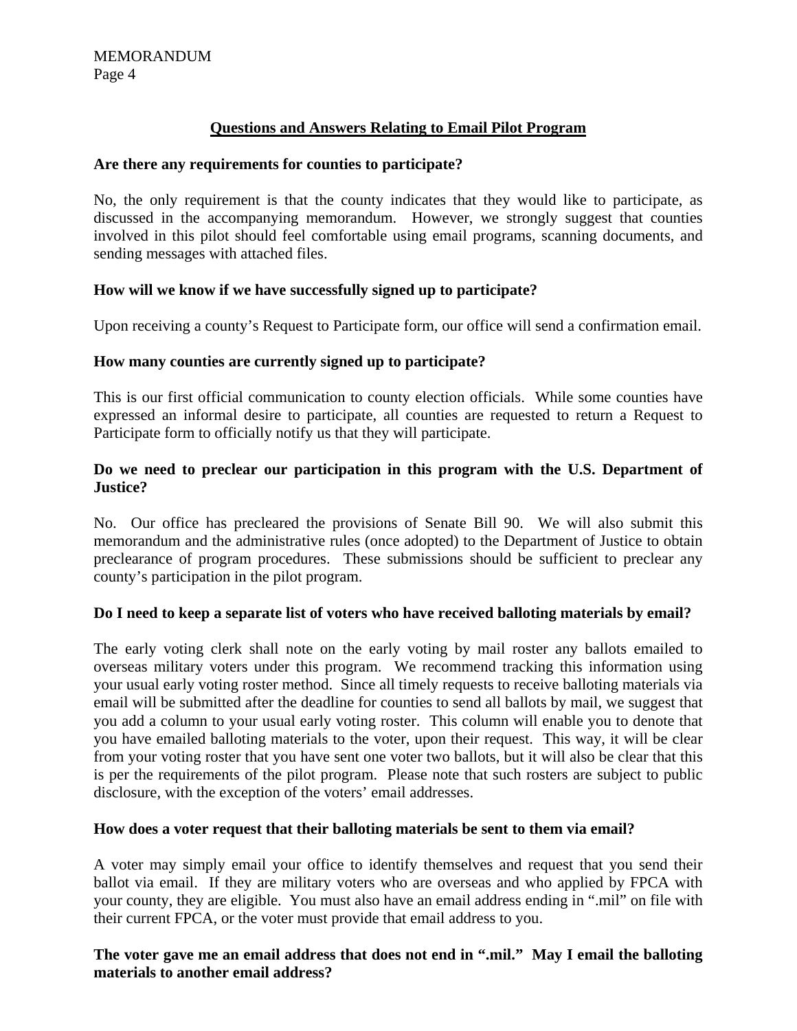## Questions and Answers Relating to Email Pilot Program

**Are there any requirements for counties to participate?**

No, the only requirement is that the county indicates that they would like to participate, as discussed in the accompanying memorandum. However, we strongly suggest that counties involved in this pilot should feel comfortable using email programs, scanning documents, and sending messages with attached files.

**How will we know if we have successfully signed up to participate?**

Upon receiving a county's Request to Participate form, our office will send a confirmation email.

**How many counties are currently signed up to participate?**

This is our first official communication to county election officials. While some counties have expressed an informal desire to participate, all counties are requested to return a Request to Participate form to officially notify us that they will participate.

**Do we need to preclear our participation in this program with the U.S. Department of Justice?**

No. Our office has precleared the provisions of Senate Bill 90. We will also submit this memorandum and the administrative rules (once adopted) to the Department of Justice to obtain preclearance of program procedures. These submissions should be sufficient to preclear any county's participation in the pilot program.

**Do I need to keep a separate list of voters who have received balloting materials by email?**

The early voting clerk shall note on the early voting by mail roster any ballots emailed to overseas military voters under this program. We recommend tracking this information using your usual early voting roster method. Since all timely requests to receive balloting materials via email will be submitted after the deadline for counties to send all ballots by mail, we suggest that you add a column to your usual early voting roster. This column will enable you to denote that you have emailed balloting materials to the voter, upon their request. This way, it will be clear from your voting roster that you have sent one voter two ballots, but it will also be clear that this is per the requirements of the pilot program. Please note that such rosters are subject to public disclosure, with the exception of the voters' email addresses.

**How does a voter request that their balloting materials be sent to them via email?**

A voter may simply email your office to identify themselves and request that you send their ballot via email. If they are military voters who are overseas and who applied by FPCA with your county, they are eligible. You must also have an email address ending in ".mil" on file with their current FPCA, or the voter must provide that email address to you.

**The voter gave me an email address that does not end in ".mil." May I email the balloting materials to another email address?**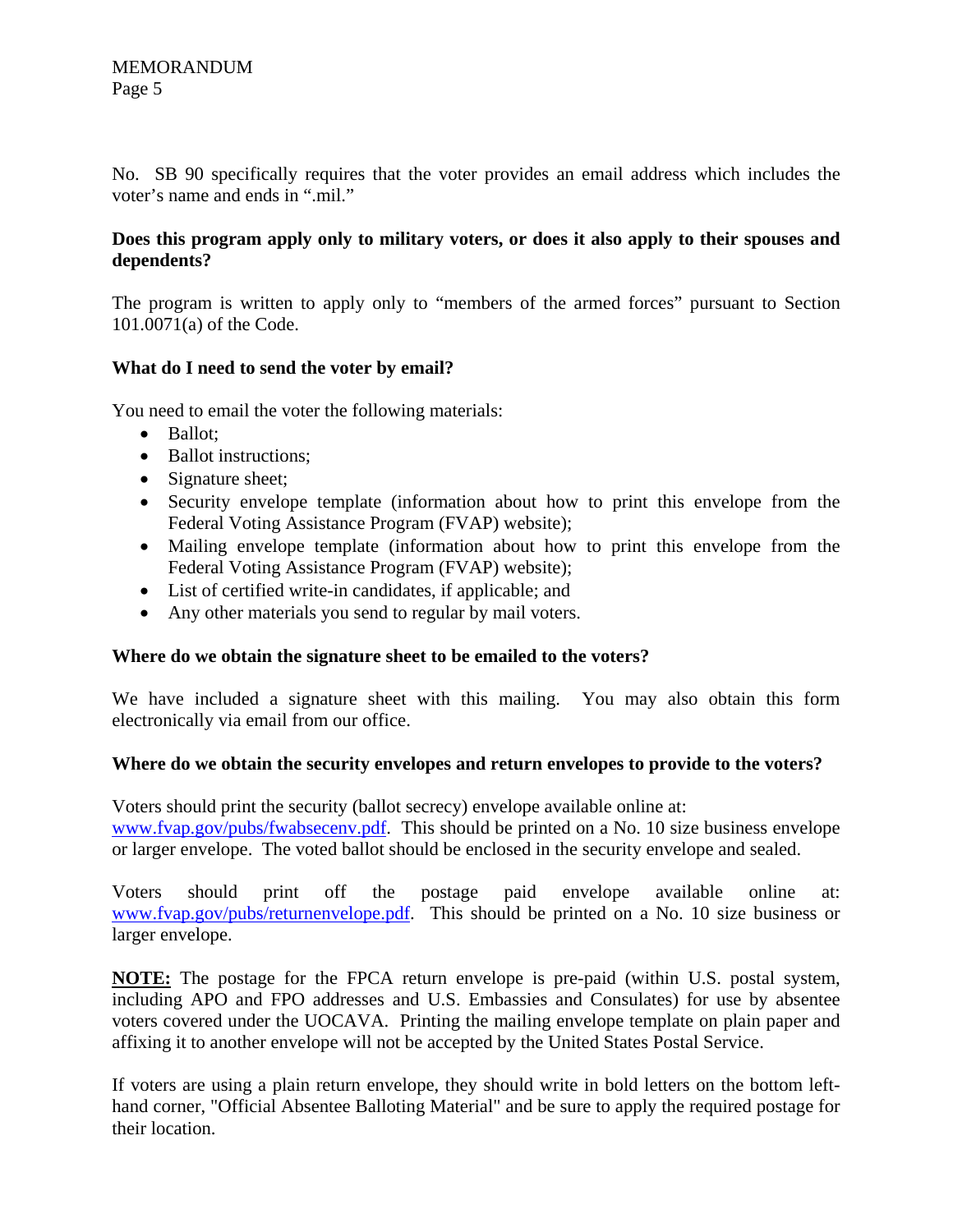No. SB 90 specifically requires that the voter provides an email address which includes the voter's name and ends in ".mil."

**Does this program apply only to military voters, or does it also apply to their spouses and dependents?**

The program is written to apply only to "members of the armed forces" pursuant to Section 101.0071(a) of the Code.

**What do I need to send the voter by email?**

You need to email the voter the following materials:

- Ballot;
- Ballot instructions;
- Signature sheet;
- Security envelope template (information about how to print this envelope from the Federal Voting Assistance Program (FVAP) website);
- Mailing envelope template (information about how to print this envelope from the Federal Voting Assistance Program (FVAP) website);
- List of certified write-in candidates, if applicable; and
- Any other materials you send to regular by mail voters.

**Where do we obtain the signature sheet to be emailed to the voters?**

We have included a signature sheet with this mailing. You may also obtain this form electronically via email from our office.

**Where do we obtain the security envelopes and return envelopes to provide to the voters?**

Voters should print the security (ballot secrecy) envelope available online at: [www.fvap.gov/pubs/fwabsecenv.pdf](www.fvap.gov/pubs/fwabsecenv.pdf). This should be printed on a No. 10 size business envelope or larger envelope. The voted ballot should be enclosed in the security envelope and sealed.

Voters should print off the postage paid envelope available online at: [www.fvap.gov/pubs/returnenvelope.pdf](www.fvap.gov/pubs/returnenvelope.pdf). This should be printed on a No. 10 size business or larger envelope.

**NOTE:** The postage for the FPCA return envelope is pre-paid (within U.S. postal system, including APO and FPO addresses and U.S. Embassies and Consulates) for use by absentee voters covered under the UOCAVA. Printing the mailing envelope template on plain paper and affixing it to another envelope will not be accepted by the United States Postal Service.

If voters are using a plain return envelope, they should write in bold letters on the bottom left-hand corner, "Official Absentee Balloting Material" and be sure to apply the required postage for their location.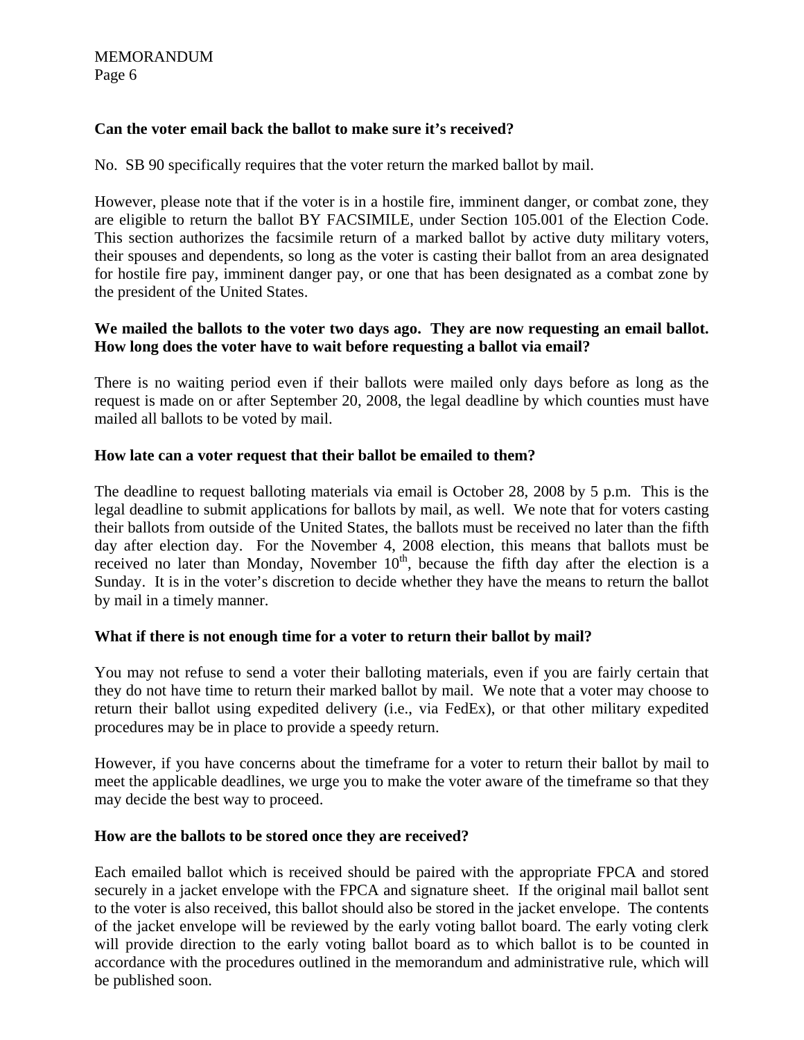**Can the voter email back the ballot to make sure it's received?**

No. SB 90 specifically requires that the voter return the marked ballot by mail.

However, please note that if the voter is in a hostile fire, imminent danger, or combat zone, they are eligible to return the ballot BY FACSIMILE, under Section 105.001 of the Election Code. This section authorizes the facsimile return of a marked ballot by active duty military voters, their spouses and dependents, so long as the voter is casting their ballot from an area designated for hostile fire pay, imminent danger pay, or one that has been designated as a combat zone by the president of the United States.

**We mailed the ballots to the voter two days ago. They are now requesting an email ballot. How long does the voter have to wait before requesting a ballot via email?**

There is no waiting period even if their ballots were mailed only days before as long as the request is made on or after September 20, 2008, the legal deadline by which counties must have mailed all ballots to be voted by mail.

**How late can a voter request that their ballot be emailed to them?**

The deadline to request balloting materials via email is October 28, 2008 by 5 p.m. This is the legal deadline to submit applications for ballots by mail, as well. We note that for voters casting their ballots from outside of the United States, the ballots must be received no later than the fifth day after election day. For the November 4, 2008 election, this means that ballots must be received no later than Monday, November 10th, because the fifth day after the election is a Sunday. It is in the voter's discretion to decide whether they have the means to return the ballot by mail in a timely manner.

**What if there is not enough time for a voter to return their ballot by mail?**

You may not refuse to send a voter their balloting materials, even if you are fairly certain that they do not have time to return their marked ballot by mail. We note that a voter may choose to return their ballot using expedited delivery (i.e., via FedEx), or that other military expedited procedures may be in place to provide a speedy return.

However, if you have concerns about the timeframe for a voter to return their ballot by mail to meet the applicable deadlines, we urge you to make the voter aware of the timeframe so that they may decide the best way to proceed.

**How are the ballots to be stored once they are received?**

Each emailed ballot which is received should be paired with the appropriate FPCA and stored securely in a jacket envelope with the FPCA and signature sheet. If the original mail ballot sent to the voter is also received, this ballot should also be stored in the jacket envelope. The contents of the jacket envelope will be reviewed by the early voting ballot board. The early voting clerk will provide direction to the early voting ballot board as to which ballot is to be counted in accordance with the procedures outlined in the memorandum and administrative rule, which will be published soon.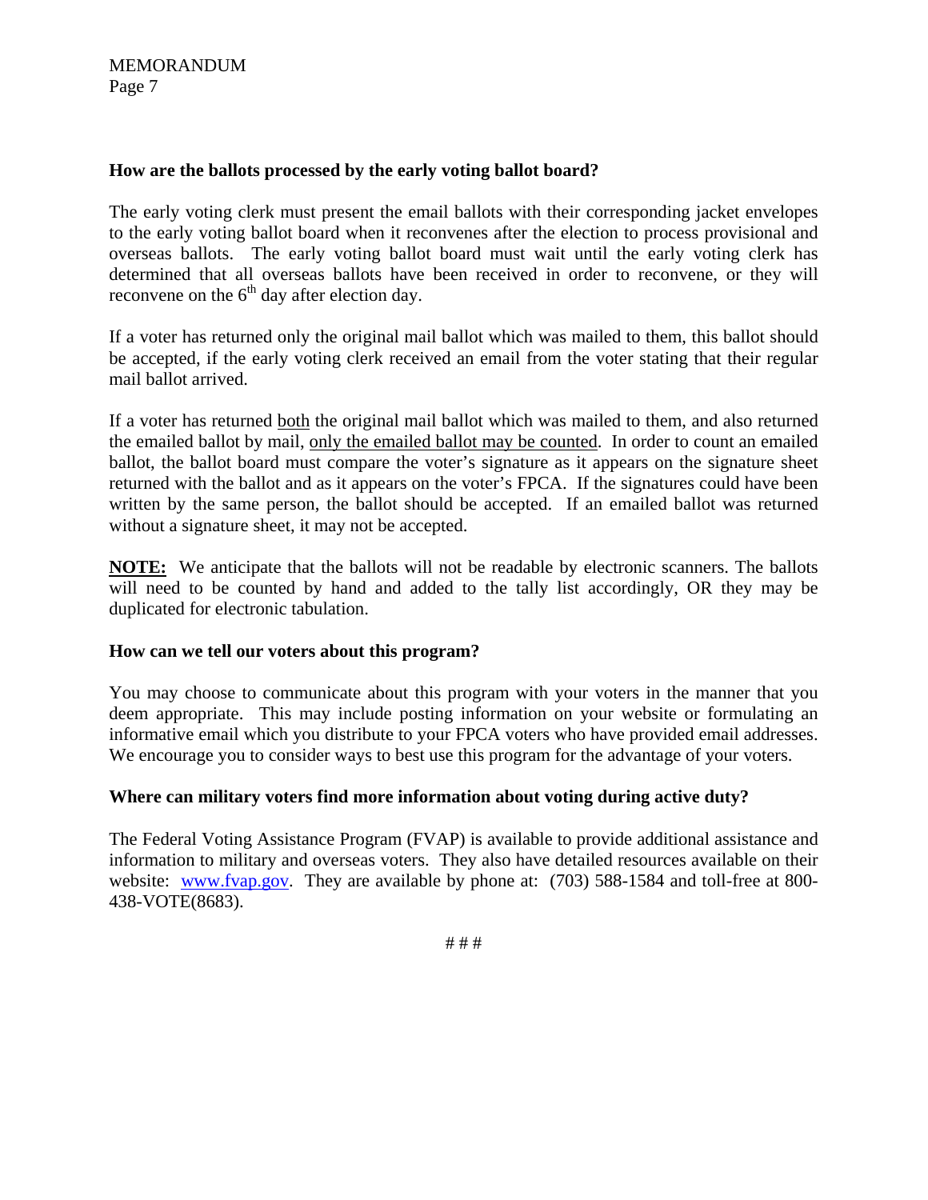### How are the ballots processed by the early voting ballot board?

The early voting clerk must present the email ballots with their corresponding jacket envelopes to the early voting ballot board when it reconvenes after the election to process provisional and overseas ballots. The early voting ballot board must wait until the early voting clerk has determined that all overseas ballots have been received in order to reconvene, or they will reconvene on the 6th day after election day.

If a voter has returned only the original mail ballot which was mailed to them, this ballot should be accepted, if the early voting clerk received an email from the voter stating that their regular mail ballot arrived.

If a voter has returned both the original mail ballot which was mailed to them, and also returned the emailed ballot by mail, only the emailed ballot may be counted. In order to count an emailed ballot, the ballot board must compare the voter's signature as it appears on the signature sheet returned with the ballot and as it appears on the voter's FPCA. If the signatures could have been written by the same person, the ballot should be accepted. If an emailed ballot was returned without a signature sheet, it may not be accepted.

**NOTE:** We anticipate that the ballots will not be readable by electronic scanners. The ballots will need to be counted by hand and added to the tally list accordingly, OR they may be duplicated for electronic tabulation.

### How can we tell our voters about this program?

You may choose to communicate about this program with your voters in the manner that you deem appropriate. This may include posting information on your website or formulating an informative email which you distribute to your FPCA voters who have provided email addresses. We encourage you to consider ways to best use this program for the advantage of your voters.

### Where can military voters find more information about voting during active duty?

The Federal Voting Assistance Program (FVAP) is available to provide additional assistance and information to military and overseas voters. They also have detailed resources available on their website: [www.fvap.gov](http://www.fvap.gov). They are available by phone at: (703) 588-1584 and toll-free at 800-438-VOTE(8683).

# # #